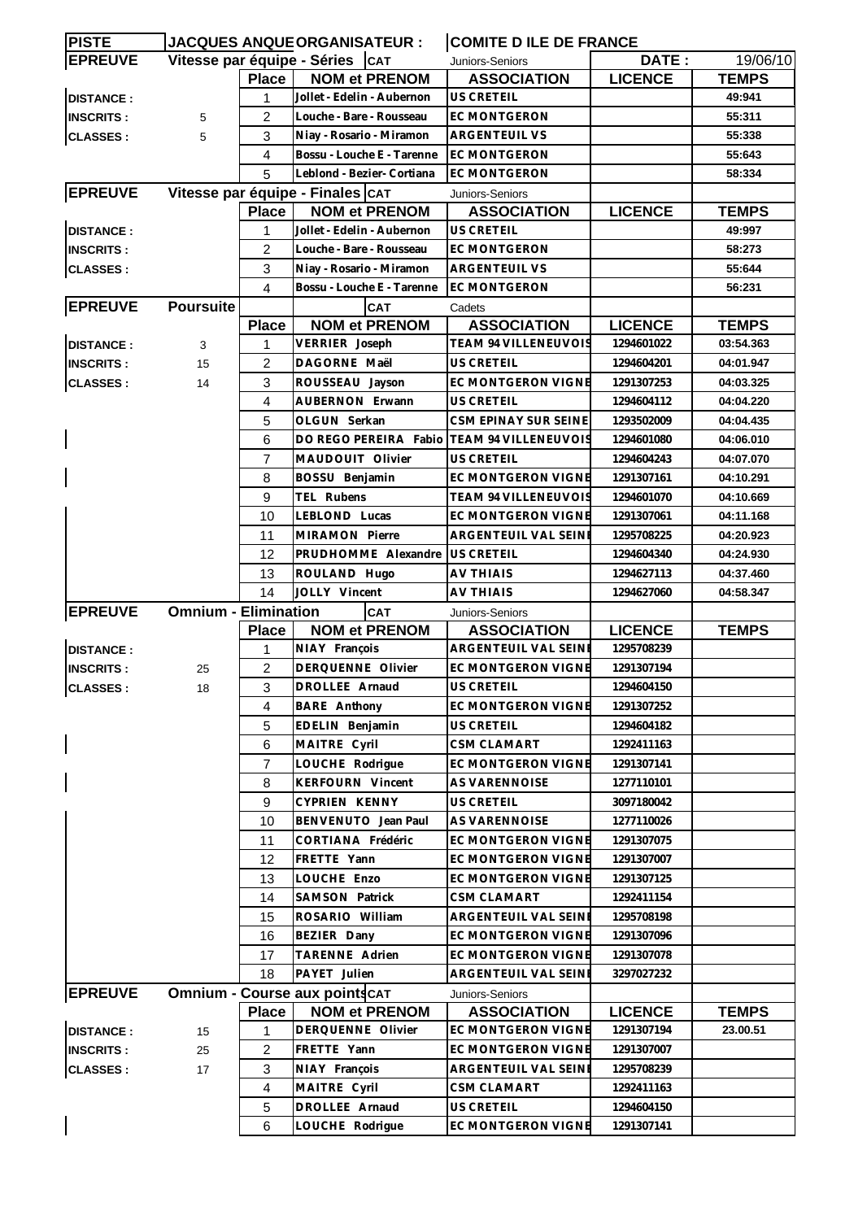| PISTE | JACQUES ANQUETIL | ORGANISATEUR : | COMITE D ILE DE FRANCE | | |
|---|---|---|---|---|---|
| **EPREUVE** | **Vitesse par équipe - Séries** | CAT | Juniors-Seniors | DATE : | 19/06/10 |

| | | Place | NOM et PRENOM | ASSOCIATION | LICENCE | TEMPS |
|---|---|---|---|---|---|---|
| DISTANCE : | | 1 | Jollet - Edelin - Aubernon | US CRETEIL | | 49:941 |
| INSCRITS : | 5 | 2 | Louche - Bare - Rousseau | EC MONTGERON | | 55:311 |
| CLASSES : | 5 | 3 | Niay - Rosario - Miramon | ARGENTEUIL VS | | 55:338 |
| | | 4 | Bossu - Louche E - Tarenne | EC MONTGERON | | 55:643 |
| | | 5 | Leblond - Bezier- Cortiana | EC MONTGERON | | 58:334 |

**EPREUVE** — **Vitesse par équipe - Finales** — CAT : Juniors-Seniors

| | | Place | NOM et PRENOM | ASSOCIATION | LICENCE | TEMPS |
|---|---|---|---|---|---|---|
| DISTANCE : | | 1 | Jollet - Edelin - Aubernon | US CRETEIL | | 49:997 |
| INSCRITS : | | 2 | Louche - Bare - Rousseau | EC MONTGERON | | 58:273 |
| CLASSES : | | 3 | Niay - Rosario - Miramon | ARGENTEUIL VS | | 55:644 |
| | | 4 | Bossu - Louche E - Tarenne | EC MONTGERON | | 56:231 |

**EPREUVE** — **Poursuite** — CAT : Cadets

| | | Place | NOM et PRENOM | ASSOCIATION | LICENCE | TEMPS |
|---|---|---|---|---|---|---|
| DISTANCE : | 3 | 1 | VERRIER Joseph | TEAM 94 VILLENEUVOIS | 1294601022 | 03:54.363 |
| INSCRITS : | 15 | 2 | DAGORNE Maël | US CRETEIL | 1294604201 | 04:01.947 |
| CLASSES : | 14 | 3 | ROUSSEAU Jayson | EC MONTGERON VIGNE | 1291307253 | 04:03.325 |
| | | 4 | AUBERNON Erwann | US CRETEIL | 1294604112 | 04:04.220 |
| | | 5 | OLGUN Serkan | CSM EPINAY SUR SEINE | 1293502009 | 04:04.435 |
| | | 6 | DO REGO PEREIRA Fabio | TEAM 94 VILLENEUVOIS | 1294601080 | 04:06.010 |
| | | 7 | MAUDOUIT Olivier | US CRETEIL | 1294604243 | 04:07.070 |
| | | 8 | BOSSU Benjamin | EC MONTGERON VIGNE | 1291307161 | 04:10.291 |
| | | 9 | TEL Rubens | TEAM 94 VILLENEUVOIS | 1294601070 | 04:10.669 |
| | | 10 | LEBLOND Lucas | EC MONTGERON VIGNE | 1291307061 | 04:11.168 |
| | | 11 | MIRAMON Pierre | ARGENTEUIL VAL SEINE | 1295708225 | 04:20.923 |
| | | 12 | PRUDHOMME Alexandre | US CRETEIL | 1294604340 | 04:24.930 |
| | | 13 | ROULAND Hugo | AV THIAIS | 1294627113 | 04:37.460 |
| | | 14 | JOLLY Vincent | AV THIAIS | 1294627060 | 04:58.347 |

**EPREUVE** — **Omnium - Elimination** — CAT : Juniors-Seniors

| | | Place | NOM et PRENOM | ASSOCIATION | LICENCE | TEMPS |
|---|---|---|---|---|---|---|
| DISTANCE : | | 1 | NIAY François | ARGENTEUIL VAL SEINE | 1295708239 | |
| INSCRITS : | 25 | 2 | DERQUENNE Olivier | EC MONTGERON VIGNE | 1291307194 | |
| CLASSES : | 18 | 3 | DROLLEE Arnaud | US CRETEIL | 1294604150 | |
| | | 4 | BARE Anthony | EC MONTGERON VIGNE | 1291307252 | |
| | | 5 | EDELIN Benjamin | US CRETEIL | 1294604182 | |
| | | 6 | MAITRE Cyril | CSM CLAMART | 1292411163 | |
| | | 7 | LOUCHE Rodrigue | EC MONTGERON VIGNE | 1291307141 | |
| | | 8 | KERFOURN Vincent | AS VARENNOISE | 1277110101 | |
| | | 9 | CYPRIEN KENNY | US CRETEIL | 3097180042 | |
| | | 10 | BENVENUTO Jean Paul | AS VARENNOISE | 1277110026 | |
| | | 11 | CORTIANA Frédéric | EC MONTGERON VIGNE | 1291307075 | |
| | | 12 | FRETTE Yann | EC MONTGERON VIGNE | 1291307007 | |
| | | 13 | LOUCHE Enzo | EC MONTGERON VIGNE | 1291307125 | |
| | | 14 | SAMSON Patrick | CSM CLAMART | 1292411154 | |
| | | 15 | ROSARIO William | ARGENTEUIL VAL SEINE | 1295708198 | |
| | | 16 | BEZIER Dany | EC MONTGERON VIGNE | 1291307096 | |
| | | 17 | TARENNE Adrien | EC MONTGERON VIGNE | 1291307078 | |
| | | 18 | PAYET Julien | ARGENTEUIL VAL SEINE | 3297027232 | |

**EPREUVE** — **Omnium - Course aux points** — CAT : Juniors-Seniors

| | | Place | NOM et PRENOM | ASSOCIATION | LICENCE | TEMPS |
|---|---|---|---|---|---|---|
| DISTANCE : | 15 | 1 | DERQUENNE Olivier | EC MONTGERON VIGNE | 1291307194 | 23.00.51 |
| INSCRITS : | 25 | 2 | FRETTE Yann | EC MONTGERON VIGNE | 1291307007 | |
| CLASSES : | 17 | 3 | NIAY François | ARGENTEUIL VAL SEINE | 1295708239 | |
| | | 4 | MAITRE Cyril | CSM CLAMART | 1292411163 | |
| | | 5 | DROLLEE Arnaud | US CRETEIL | 1294604150 | |
| | | 6 | LOUCHE Rodrigue | EC MONTGERON VIGNE | 1291307141 | |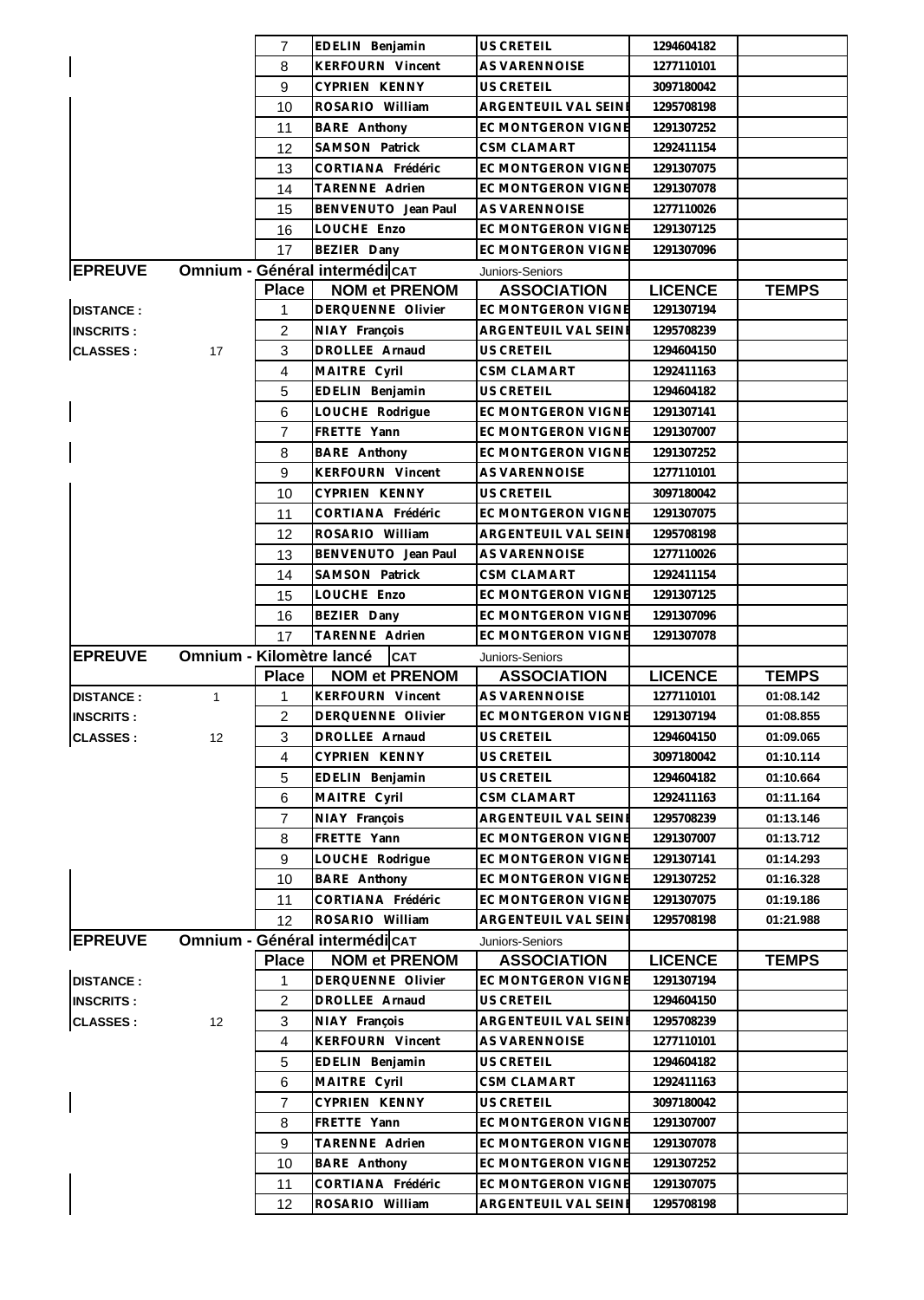| | | Place | NOM et PRENOM | ASSOCIATION | LICENCE | TEMPS |
|---|---|---|---|---|---|---|
| | | 7 | EDELIN Benjamin | US CRETEIL | 1294604182 | |
| | | 8 | KERFOURN Vincent | AS VARENNOISE | 1277110101 | |
| | | 9 | CYPRIEN KENNY | US CRETEIL | 3097180042 | |
| | | 10 | ROSARIO William | ARGENTEUIL VAL SEINE | 1295708198 | |
| | | 11 | BARE Anthony | EC MONTGERON VIGNE | 1291307252 | |
| | | 12 | SAMSON Patrick | CSM CLAMART | 1292411154 | |
| | | 13 | CORTIANA Frédéric | EC MONTGERON VIGNE | 1291307075 | |
| | | 14 | TARENNE Adrien | EC MONTGERON VIGNE | 1291307078 | |
| | | 15 | BENVENUTO Jean Paul | AS VARENNOISE | 1277110026 | |
| | | 16 | LOUCHE Enzo | EC MONTGERON VIGNE | 1291307125 | |
| | | 17 | BEZIER Dany | EC MONTGERON VIGNE | 1291307096 | |

| EPREUVE | Omnium - Général intermédi | CAT | Juniors-Seniors | | | |
|---|---|---|---|---|---|---|
| | | **Place** | **NOM et PRENOM** | **ASSOCIATION** | **LICENCE** | **TEMPS** |
| DISTANCE : | | 1 | DERQUENNE Olivier | EC MONTGERON VIGNE | 1291307194 | |
| INSCRITS : | | 2 | NIAY François | ARGENTEUIL VAL SEINE | 1295708239 | |
| CLASSES : | 17 | 3 | DROLLEE Arnaud | US CRETEIL | 1294604150 | |
| | | 4 | MAITRE Cyril | CSM CLAMART | 1292411163 | |
| | | 5 | EDELIN Benjamin | US CRETEIL | 1294604182 | |
| | | 6 | LOUCHE Rodrigue | EC MONTGERON VIGNE | 1291307141 | |
| | | 7 | FRETTE Yann | EC MONTGERON VIGNE | 1291307007 | |
| | | 8 | BARE Anthony | EC MONTGERON VIGNE | 1291307252 | |
| | | 9 | KERFOURN Vincent | AS VARENNOISE | 1277110101 | |
| | | 10 | CYPRIEN KENNY | US CRETEIL | 3097180042 | |
| | | 11 | CORTIANA Frédéric | EC MONTGERON VIGNE | 1291307075 | |
| | | 12 | ROSARIO William | ARGENTEUIL VAL SEINE | 1295708198 | |
| | | 13 | BENVENUTO Jean Paul | AS VARENNOISE | 1277110026 | |
| | | 14 | SAMSON Patrick | CSM CLAMART | 1292411154 | |
| | | 15 | LOUCHE Enzo | EC MONTGERON VIGNE | 1291307125 | |
| | | 16 | BEZIER Dany | EC MONTGERON VIGNE | 1291307096 | |
| | | 17 | TARENNE Adrien | EC MONTGERON VIGNE | 1291307078 | |

| EPREUVE | Omnium - Kilomètre lancé | CAT | Juniors-Seniors | | | |
|---|---|---|---|---|---|---|
| | | **Place** | **NOM et PRENOM** | **ASSOCIATION** | **LICENCE** | **TEMPS** |
| DISTANCE : | 1 | 1 | KERFOURN Vincent | AS VARENNOISE | 1277110101 | 01:08.142 |
| INSCRITS : | | 2 | DERQUENNE Olivier | EC MONTGERON VIGNE | 1291307194 | 01:08.855 |
| CLASSES : | 12 | 3 | DROLLEE Arnaud | US CRETEIL | 1294604150 | 01:09.065 |
| | | 4 | CYPRIEN KENNY | US CRETEIL | 3097180042 | 01:10.114 |
| | | 5 | EDELIN Benjamin | US CRETEIL | 1294604182 | 01:10.664 |
| | | 6 | MAITRE Cyril | CSM CLAMART | 1292411163 | 01:11.164 |
| | | 7 | NIAY François | ARGENTEUIL VAL SEINE | 1295708239 | 01:13.146 |
| | | 8 | FRETTE Yann | EC MONTGERON VIGNE | 1291307007 | 01:13.712 |
| | | 9 | LOUCHE Rodrigue | EC MONTGERON VIGNE | 1291307141 | 01:14.293 |
| | | 10 | BARE Anthony | EC MONTGERON VIGNE | 1291307252 | 01:16.328 |
| | | 11 | CORTIANA Frédéric | EC MONTGERON VIGNE | 1291307075 | 01:19.186 |
| | | 12 | ROSARIO William | ARGENTEUIL VAL SEINE | 1295708198 | 01:21.988 |

| EPREUVE | Omnium - Général intermédi | CAT | Juniors-Seniors | | | |
|---|---|---|---|---|---|---|
| | | **Place** | **NOM et PRENOM** | **ASSOCIATION** | **LICENCE** | **TEMPS** |
| DISTANCE : | | 1 | DERQUENNE Olivier | EC MONTGERON VIGNE | 1291307194 | |
| INSCRITS : | | 2 | DROLLEE Arnaud | US CRETEIL | 1294604150 | |
| CLASSES : | 12 | 3 | NIAY François | ARGENTEUIL VAL SEINE | 1295708239 | |
| | | 4 | KERFOURN Vincent | AS VARENNOISE | 1277110101 | |
| | | 5 | EDELIN Benjamin | US CRETEIL | 1294604182 | |
| | | 6 | MAITRE Cyril | CSM CLAMART | 1292411163 | |
| | | 7 | CYPRIEN KENNY | US CRETEIL | 3097180042 | |
| | | 8 | FRETTE Yann | EC MONTGERON VIGNE | 1291307007 | |
| | | 9 | TARENNE Adrien | EC MONTGERON VIGNE | 1291307078 | |
| | | 10 | BARE Anthony | EC MONTGERON VIGNE | 1291307252 | |
| | | 11 | CORTIANA Frédéric | EC MONTGERON VIGNE | 1291307075 | |
| | | 12 | ROSARIO William | ARGENTEUIL VAL SEINE | 1295708198 | |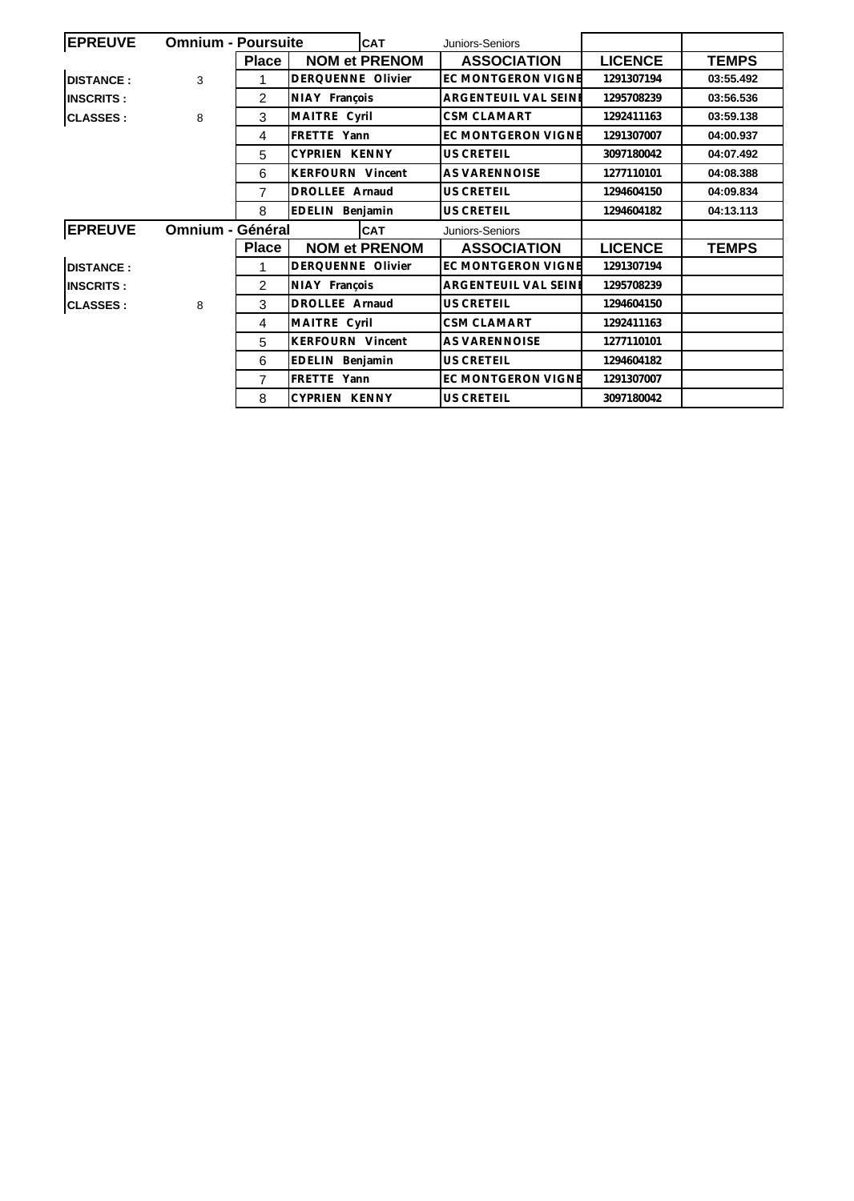| EPREUVE | Omnium - Poursuite | | CAT | Juniors-Seniors | | |
|---|---|---|---|---|---|---|
| | | Place | NOM et PRENOM | ASSOCIATION | LICENCE | TEMPS |
| DISTANCE : | 3 | 1 | DERQUENNE Olivier | EC MONTGERON VIGNE | 1291307194 | 03:55.492 |
| INSCRITS : | | 2 | NIAY François | ARGENTEUIL VAL SEINE | 1295708239 | 03:56.536 |
| CLASSES : | 8 | 3 | MAITRE Cyril | CSM CLAMART | 1292411163 | 03:59.138 |
| | | 4 | FRETTE Yann | EC MONTGERON VIGNE | 1291307007 | 04:00.937 |
| | | 5 | CYPRIEN KENNY | US CRETEIL | 3097180042 | 04:07.492 |
| | | 6 | KERFOURN Vincent | AS VARENNOISE | 1277110101 | 04:08.388 |
| | | 7 | DROLLEE Arnaud | US CRETEIL | 1294604150 | 04:09.834 |
| | | 8 | EDELIN Benjamin | US CRETEIL | 1294604182 | 04:13.113 |

| EPREUVE | Omnium - Général | | CAT | Juniors-Seniors | | |
|---|---|---|---|---|---|---|
| | | Place | NOM et PRENOM | ASSOCIATION | LICENCE | TEMPS |
| DISTANCE : | | 1 | DERQUENNE Olivier | EC MONTGERON VIGNE | 1291307194 | |
| INSCRITS : | | 2 | NIAY François | ARGENTEUIL VAL SEINE | 1295708239 | |
| CLASSES : | 8 | 3 | DROLLEE Arnaud | US CRETEIL | 1294604150 | |
| | | 4 | MAITRE Cyril | CSM CLAMART | 1292411163 | |
| | | 5 | KERFOURN Vincent | AS VARENNOISE | 1277110101 | |
| | | 6 | EDELIN Benjamin | US CRETEIL | 1294604182 | |
| | | 7 | FRETTE Yann | EC MONTGERON VIGNE | 1291307007 | |
| | | 8 | CYPRIEN KENNY | US CRETEIL | 3097180042 | |